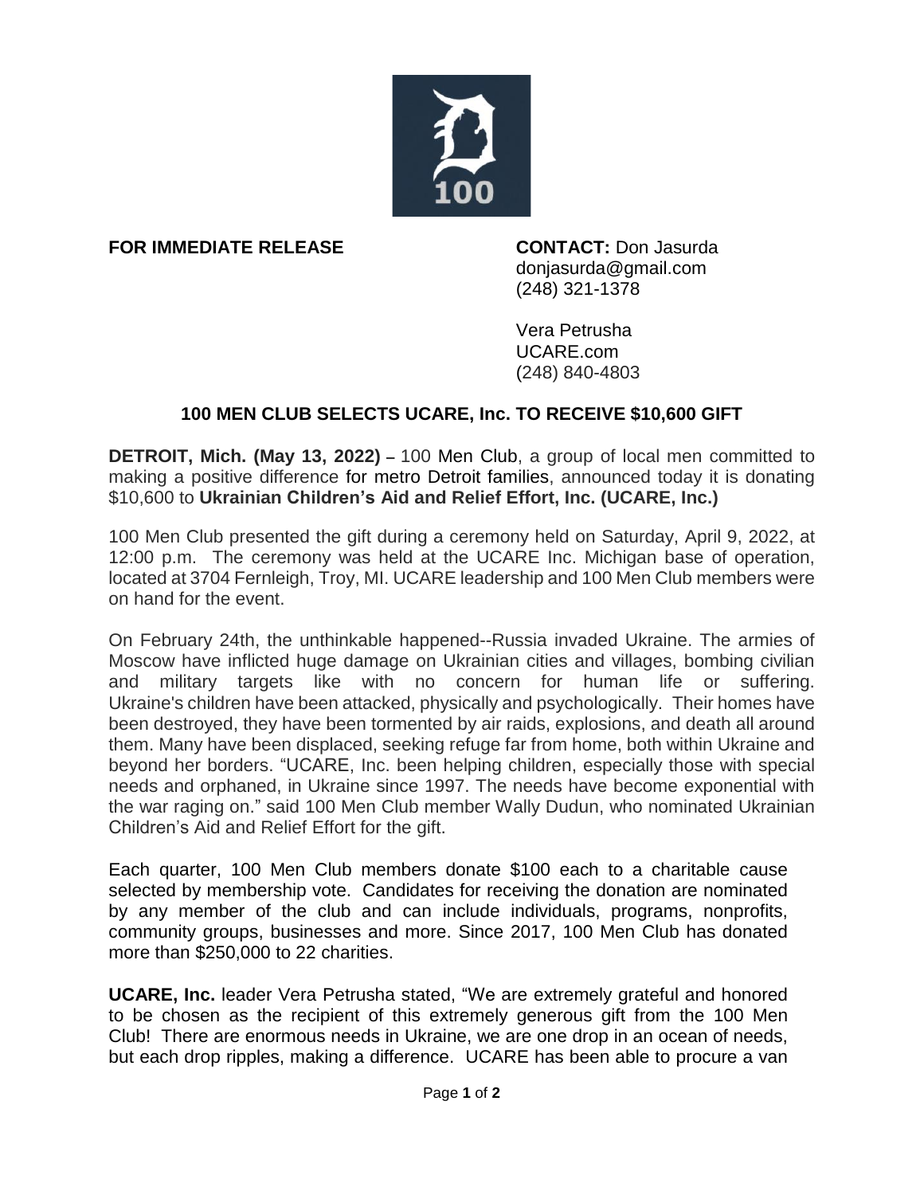**FOR IMMEDIATE RELEASE**

**CONTACT:** Don Jasurda
donjasurda@gmail.com
(248) 321-1378

Vera Petrusha
UCARE.com
(248) 840-4803

## 100 MEN CLUB SELECTS UCARE, Inc. TO RECEIVE $10,600 GIFT

**DETROIT, Mich. (May 13, 2022)** – 100 Men Club, a group of local men committed to making a positive difference for metro Detroit families, announced today it is donating $10,600 to **Ukrainian Children's Aid and Relief Effort, Inc. (UCARE, Inc.)**

100 Men Club presented the gift during a ceremony held on Saturday, April 9, 2022, at 12:00 p.m. The ceremony was held at the UCARE Inc. Michigan base of operation, located at 3704 Fernleigh, Troy, MI. UCARE leadership and 100 Men Club members were on hand for the event.

On February 24th, the unthinkable happened--Russia invaded Ukraine. The armies of Moscow have inflicted huge damage on Ukrainian cities and villages, bombing civilian and military targets like with no concern for human life or suffering. Ukraine's children have been attacked, physically and psychologically. Their homes have been destroyed, they have been tormented by air raids, explosions, and death all around them. Many have been displaced, seeking refuge far from home, both within Ukraine and beyond her borders. "UCARE, Inc. been helping children, especially those with special needs and orphaned, in Ukraine since 1997. The needs have become exponential with the war raging on." said 100 Men Club member Wally Dudun, who nominated Ukrainian Children's Aid and Relief Effort for the gift.

Each quarter, 100 Men Club members donate $100 each to a charitable cause selected by membership vote. Candidates for receiving the donation are nominated by any member of the club and can include individuals, programs, nonprofits, community groups, businesses and more. Since 2017, 100 Men Club has donated more than $250,000 to 22 charities.

**UCARE, Inc.** leader Vera Petrusha stated, "We are extremely grateful and honored to be chosen as the recipient of this extremely generous gift from the 100 Men Club! There are enormous needs in Ukraine, we are one drop in an ocean of needs, but each drop ripples, making a difference. UCARE has been able to procure a van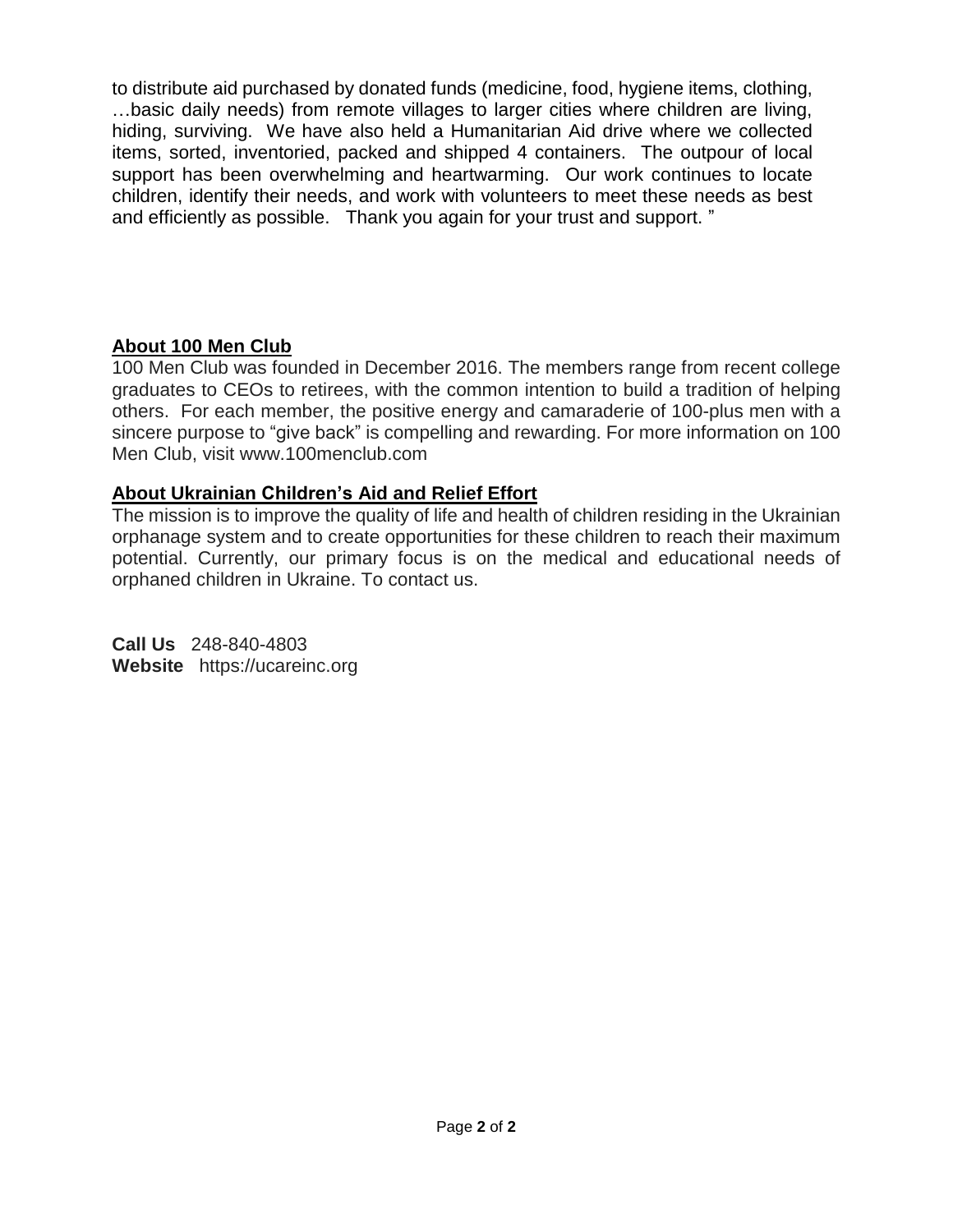to distribute aid purchased by donated funds (medicine, food, hygiene items, clothing, …basic daily needs) from remote villages to larger cities where children are living, hiding, surviving. We have also held a Humanitarian Aid drive where we collected items, sorted, inventoried, packed and shipped 4 containers. The outpour of local support has been overwhelming and heartwarming. Our work continues to locate children, identify their needs, and work with volunteers to meet these needs as best and efficiently as possible. Thank you again for your trust and support. "

**About 100 Men Club**

100 Men Club was founded in December 2016. The members range from recent college graduates to CEOs to retirees, with the common intention to build a tradition of helping others. For each member, the positive energy and camaraderie of 100-plus men with a sincere purpose to "give back" is compelling and rewarding. For more information on 100 Men Club, visit www.100menclub.com

**About Ukrainian Children's Aid and Relief Effort**

The mission is to improve the quality of life and health of children residing in the Ukrainian orphanage system and to create opportunities for these children to reach their maximum potential. Currently, our primary focus is on the medical and educational needs of orphaned children in Ukraine. To contact us.

**Call Us** 248-840-4803
**Website** https://ucareinc.org